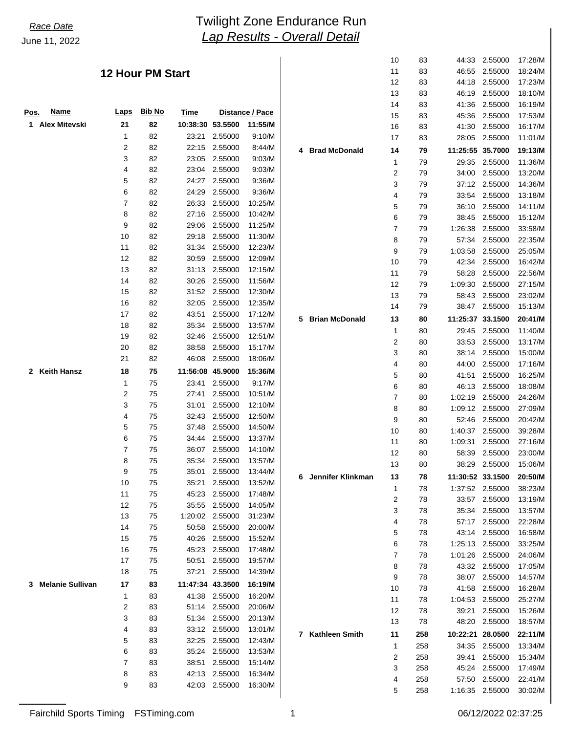Race Date
June 11, 2022

# Twilight Zone Endurance Run
## Lap Results - Overall Detail

### 12 Hour PM Start

| Pos. | Name | Laps | Bib No | Time | Distance | Pace |
|---|---|---|---|---|---|---|
| **1** | **Alex Mitevski** | **21** | **82** | **10:38:30** | **53.5500** | **11:55/M** |
| | | 1 | 82 | 23:21 | 2.55000 | 9:10/M |
| | | 2 | 82 | 22:15 | 2.55000 | 8:44/M |
| | | 3 | 82 | 23:05 | 2.55000 | 9:03/M |
| | | 4 | 82 | 23:04 | 2.55000 | 9:03/M |
| | | 5 | 82 | 24:27 | 2.55000 | 9:36/M |
| | | 6 | 82 | 24:29 | 2.55000 | 9:36/M |
| | | 7 | 82 | 26:33 | 2.55000 | 10:25/M |
| | | 8 | 82 | 27:16 | 2.55000 | 10:42/M |
| | | 9 | 82 | 29:06 | 2.55000 | 11:25/M |
| | | 10 | 82 | 29:18 | 2.55000 | 11:30/M |
| | | 11 | 82 | 31:34 | 2.55000 | 12:23/M |
| | | 12 | 82 | 30:59 | 2.55000 | 12:09/M |
| | | 13 | 82 | 31:13 | 2.55000 | 12:15/M |
| | | 14 | 82 | 30:26 | 2.55000 | 11:56/M |
| | | 15 | 82 | 31:52 | 2.55000 | 12:30/M |
| | | 16 | 82 | 32:05 | 2.55000 | 12:35/M |
| | | 17 | 82 | 43:51 | 2.55000 | 17:12/M |
| | | 18 | 82 | 35:34 | 2.55000 | 13:57/M |
| | | 19 | 82 | 32:46 | 2.55000 | 12:51/M |
| | | 20 | 82 | 38:58 | 2.55000 | 15:17/M |
| | | 21 | 82 | 46:08 | 2.55000 | 18:06/M |
| **2** | **Keith Hansz** | **18** | **75** | **11:56:08** | **45.9000** | **15:36/M** |
| | | 1 | 75 | 23:41 | 2.55000 | 9:17/M |
| | | 2 | 75 | 27:41 | 2.55000 | 10:51/M |
| | | 3 | 75 | 31:01 | 2.55000 | 12:10/M |
| | | 4 | 75 | 32:43 | 2.55000 | 12:50/M |
| | | 5 | 75 | 37:48 | 2.55000 | 14:50/M |
| | | 6 | 75 | 34:44 | 2.55000 | 13:37/M |
| | | 7 | 75 | 36:07 | 2.55000 | 14:10/M |
| | | 8 | 75 | 35:34 | 2.55000 | 13:57/M |
| | | 9 | 75 | 35:01 | 2.55000 | 13:44/M |
| | | 10 | 75 | 35:21 | 2.55000 | 13:52/M |
| | | 11 | 75 | 45:23 | 2.55000 | 17:48/M |
| | | 12 | 75 | 35:55 | 2.55000 | 14:05/M |
| | | 13 | 75 | 1:20:02 | 2.55000 | 31:23/M |
| | | 14 | 75 | 50:58 | 2.55000 | 20:00/M |
| | | 15 | 75 | 40:26 | 2.55000 | 15:52/M |
| | | 16 | 75 | 45:23 | 2.55000 | 17:48/M |
| | | 17 | 75 | 50:51 | 2.55000 | 19:57/M |
| | | 18 | 75 | 37:21 | 2.55000 | 14:39/M |
| **3** | **Melanie Sullivan** | **17** | **83** | **11:47:34** | **43.3500** | **16:19/M** |
| | | 1 | 83 | 41:38 | 2.55000 | 16:20/M |
| | | 2 | 83 | 51:14 | 2.55000 | 20:06/M |
| | | 3 | 83 | 51:34 | 2.55000 | 20:13/M |
| | | 4 | 83 | 33:12 | 2.55000 | 13:01/M |
| | | 5 | 83 | 32:25 | 2.55000 | 12:43/M |
| | | 6 | 83 | 35:24 | 2.55000 | 13:53/M |
| | | 7 | 83 | 38:51 | 2.55000 | 15:14/M |
| | | 8 | 83 | 42:13 | 2.55000 | 16:34/M |
| | | 9 | 83 | 42:03 | 2.55000 | 16:30/M |
| | | 10 | 83 | 44:33 | 2.55000 | 17:28/M |
| | | 11 | 83 | 46:55 | 2.55000 | 18:24/M |
| | | 12 | 83 | 44:18 | 2.55000 | 17:23/M |
| | | 13 | 83 | 46:19 | 2.55000 | 18:10/M |
| | | 14 | 83 | 41:36 | 2.55000 | 16:19/M |
| | | 15 | 83 | 45:36 | 2.55000 | 17:53/M |
| | | 16 | 83 | 41:30 | 2.55000 | 16:17/M |
| | | 17 | 83 | 28:05 | 2.55000 | 11:01/M |
| **4** | **Brad McDonald** | **14** | **79** | **11:25:55** | **35.7000** | **19:13/M** |
| | | 1 | 79 | 29:35 | 2.55000 | 11:36/M |
| | | 2 | 79 | 34:00 | 2.55000 | 13:20/M |
| | | 3 | 79 | 37:12 | 2.55000 | 14:36/M |
| | | 4 | 79 | 33:54 | 2.55000 | 13:18/M |
| | | 5 | 79 | 36:10 | 2.55000 | 14:11/M |
| | | 6 | 79 | 38:45 | 2.55000 | 15:12/M |
| | | 7 | 79 | 1:26:38 | 2.55000 | 33:58/M |
| | | 8 | 79 | 57:34 | 2.55000 | 22:35/M |
| | | 9 | 79 | 1:03:58 | 2.55000 | 25:05/M |
| | | 10 | 79 | 42:34 | 2.55000 | 16:42/M |
| | | 11 | 79 | 58:28 | 2.55000 | 22:56/M |
| | | 12 | 79 | 1:09:30 | 2.55000 | 27:15/M |
| | | 13 | 79 | 58:43 | 2.55000 | 23:02/M |
| | | 14 | 79 | 38:47 | 2.55000 | 15:13/M |
| **5** | **Brian McDonald** | **13** | **80** | **11:25:37** | **33.1500** | **20:41/M** |
| | | 1 | 80 | 29:45 | 2.55000 | 11:40/M |
| | | 2 | 80 | 33:53 | 2.55000 | 13:17/M |
| | | 3 | 80 | 38:14 | 2.55000 | 15:00/M |
| | | 4 | 80 | 44:00 | 2.55000 | 17:16/M |
| | | 5 | 80 | 41:51 | 2.55000 | 16:25/M |
| | | 6 | 80 | 46:13 | 2.55000 | 18:08/M |
| | | 7 | 80 | 1:02:19 | 2.55000 | 24:26/M |
| | | 8 | 80 | 1:09:12 | 2.55000 | 27:09/M |
| | | 9 | 80 | 52:46 | 2.55000 | 20:42/M |
| | | 10 | 80 | 1:40:37 | 2.55000 | 39:28/M |
| | | 11 | 80 | 1:09:31 | 2.55000 | 27:16/M |
| | | 12 | 80 | 58:39 | 2.55000 | 23:00/M |
| | | 13 | 80 | 38:29 | 2.55000 | 15:06/M |
| **6** | **Jennifer Klinkman** | **13** | **78** | **11:30:52** | **33.1500** | **20:50/M** |
| | | 1 | 78 | 1:37:52 | 2.55000 | 38:23/M |
| | | 2 | 78 | 33:57 | 2.55000 | 13:19/M |
| | | 3 | 78 | 35:34 | 2.55000 | 13:57/M |
| | | 4 | 78 | 57:17 | 2.55000 | 22:28/M |
| | | 5 | 78 | 43:14 | 2.55000 | 16:58/M |
| | | 6 | 78 | 1:25:13 | 2.55000 | 33:25/M |
| | | 7 | 78 | 1:01:26 | 2.55000 | 24:06/M |
| | | 8 | 78 | 43:32 | 2.55000 | 17:05/M |
| | | 9 | 78 | 38:07 | 2.55000 | 14:57/M |
| | | 10 | 78 | 41:58 | 2.55000 | 16:28/M |
| | | 11 | 78 | 1:04:53 | 2.55000 | 25:27/M |
| | | 12 | 78 | 39:21 | 2.55000 | 15:26/M |
| | | 13 | 78 | 48:20 | 2.55000 | 18:57/M |
| **7** | **Kathleen Smith** | **11** | **258** | **10:22:21** | **28.0500** | **22:11/M** |
| | | 1 | 258 | 34:35 | 2.55000 | 13:34/M |
| | | 2 | 258 | 39:41 | 2.55000 | 15:34/M |
| | | 3 | 258 | 45:24 | 2.55000 | 17:49/M |
| | | 4 | 258 | 57:50 | 2.55000 | 22:41/M |
| | | 5 | 258 | 1:16:35 | 2.55000 | 30:02/M |

Fairchild Sports Timing FSTiming.com 06/12/2022 02:37:25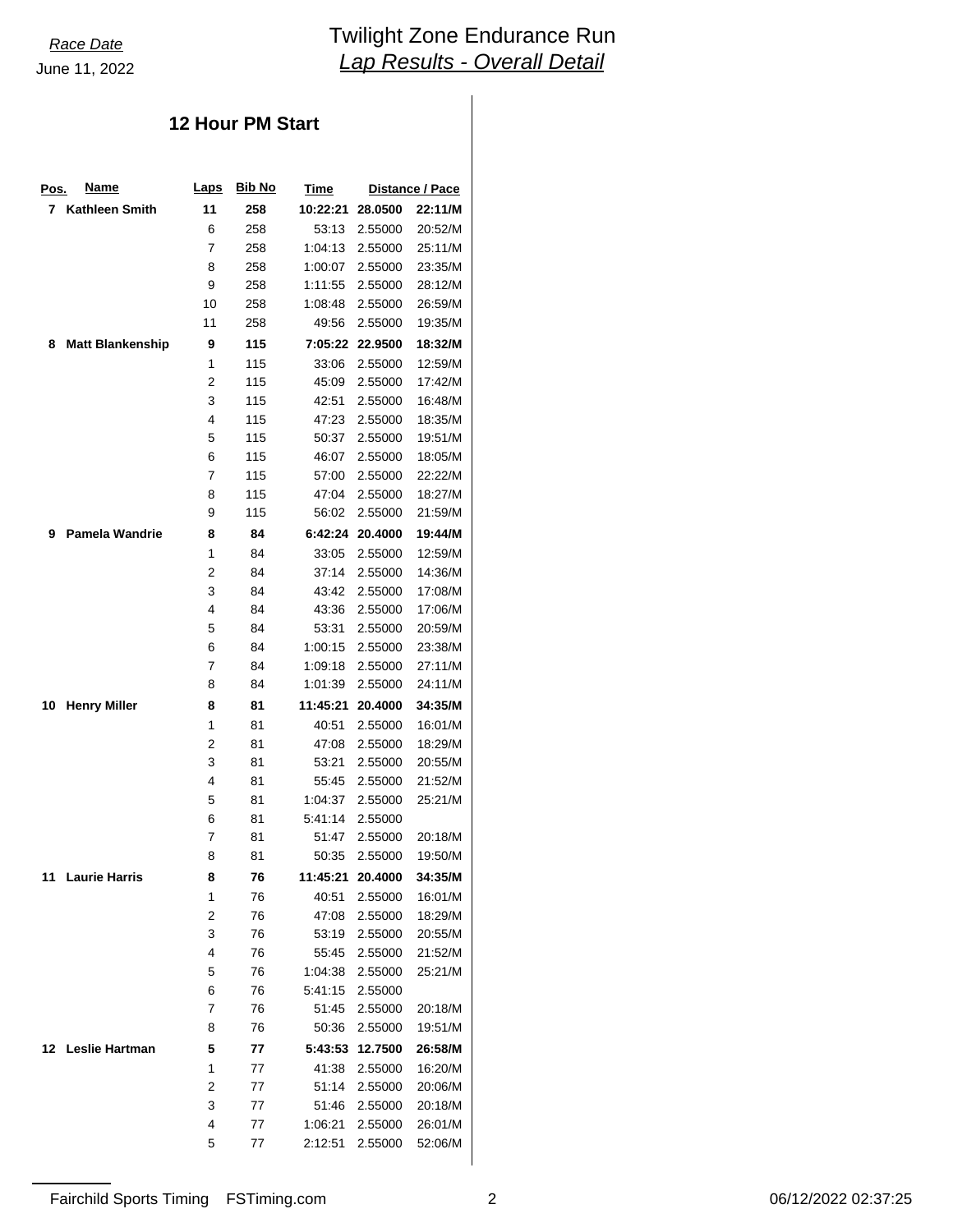Race Date

June 11, 2022

# Twilight Zone Endurance Run
## *Lap Results - Overall Detail*

### 12 Hour PM Start

| Pos. | Name | Laps | Bib No | Time | Distance | Pace |
|---|---|---|---|---|---|---|
| **7** | **Kathleen Smith** | **11** | **258** | **10:22:21** | **28.0500** | **22:11/M** |
| | | 6 | 258 | 53:13 | 2.55000 | 20:52/M |
| | | 7 | 258 | 1:04:13 | 2.55000 | 25:11/M |
| | | 8 | 258 | 1:00:07 | 2.55000 | 23:35/M |
| | | 9 | 258 | 1:11:55 | 2.55000 | 28:12/M |
| | | 10 | 258 | 1:08:48 | 2.55000 | 26:59/M |
| | | 11 | 258 | 49:56 | 2.55000 | 19:35/M |
| **8** | **Matt Blankenship** | **9** | **115** | **7:05:22** | **22.9500** | **18:32/M** |
| | | 1 | 115 | 33:06 | 2.55000 | 12:59/M |
| | | 2 | 115 | 45:09 | 2.55000 | 17:42/M |
| | | 3 | 115 | 42:51 | 2.55000 | 16:48/M |
| | | 4 | 115 | 47:23 | 2.55000 | 18:35/M |
| | | 5 | 115 | 50:37 | 2.55000 | 19:51/M |
| | | 6 | 115 | 46:07 | 2.55000 | 18:05/M |
| | | 7 | 115 | 57:00 | 2.55000 | 22:22/M |
| | | 8 | 115 | 47:04 | 2.55000 | 18:27/M |
| | | 9 | 115 | 56:02 | 2.55000 | 21:59/M |
| **9** | **Pamela Wandrie** | **8** | **84** | **6:42:24** | **20.4000** | **19:44/M** |
| | | 1 | 84 | 33:05 | 2.55000 | 12:59/M |
| | | 2 | 84 | 37:14 | 2.55000 | 14:36/M |
| | | 3 | 84 | 43:42 | 2.55000 | 17:08/M |
| | | 4 | 84 | 43:36 | 2.55000 | 17:06/M |
| | | 5 | 84 | 53:31 | 2.55000 | 20:59/M |
| | | 6 | 84 | 1:00:15 | 2.55000 | 23:38/M |
| | | 7 | 84 | 1:09:18 | 2.55000 | 27:11/M |
| | | 8 | 84 | 1:01:39 | 2.55000 | 24:11/M |
| **10** | **Henry Miller** | **8** | **81** | **11:45:21** | **20.4000** | **34:35/M** |
| | | 1 | 81 | 40:51 | 2.55000 | 16:01/M |
| | | 2 | 81 | 47:08 | 2.55000 | 18:29/M |
| | | 3 | 81 | 53:21 | 2.55000 | 20:55/M |
| | | 4 | 81 | 55:45 | 2.55000 | 21:52/M |
| | | 5 | 81 | 1:04:37 | 2.55000 | 25:21/M |
| | | 6 | 81 | 5:41:14 | 2.55000 | |
| | | 7 | 81 | 51:47 | 2.55000 | 20:18/M |
| | | 8 | 81 | 50:35 | 2.55000 | 19:50/M |
| **11** | **Laurie Harris** | **8** | **76** | **11:45:21** | **20.4000** | **34:35/M** |
| | | 1 | 76 | 40:51 | 2.55000 | 16:01/M |
| | | 2 | 76 | 47:08 | 2.55000 | 18:29/M |
| | | 3 | 76 | 53:19 | 2.55000 | 20:55/M |
| | | 4 | 76 | 55:45 | 2.55000 | 21:52/M |
| | | 5 | 76 | 1:04:38 | 2.55000 | 25:21/M |
| | | 6 | 76 | 5:41:15 | 2.55000 | |
| | | 7 | 76 | 51:45 | 2.55000 | 20:18/M |
| | | 8 | 76 | 50:36 | 2.55000 | 19:51/M |
| **12** | **Leslie Hartman** | **5** | **77** | **5:43:53** | **12.7500** | **26:58/M** |
| | | 1 | 77 | 41:38 | 2.55000 | 16:20/M |
| | | 2 | 77 | 51:14 | 2.55000 | 20:06/M |
| | | 3 | 77 | 51:46 | 2.55000 | 20:18/M |
| | | 4 | 77 | 1:06:21 | 2.55000 | 26:01/M |
| | | 5 | 77 | 2:12:51 | 2.55000 | 52:06/M |

Fairchild Sports Timing FSTiming.com 06/12/2022 02:37:25